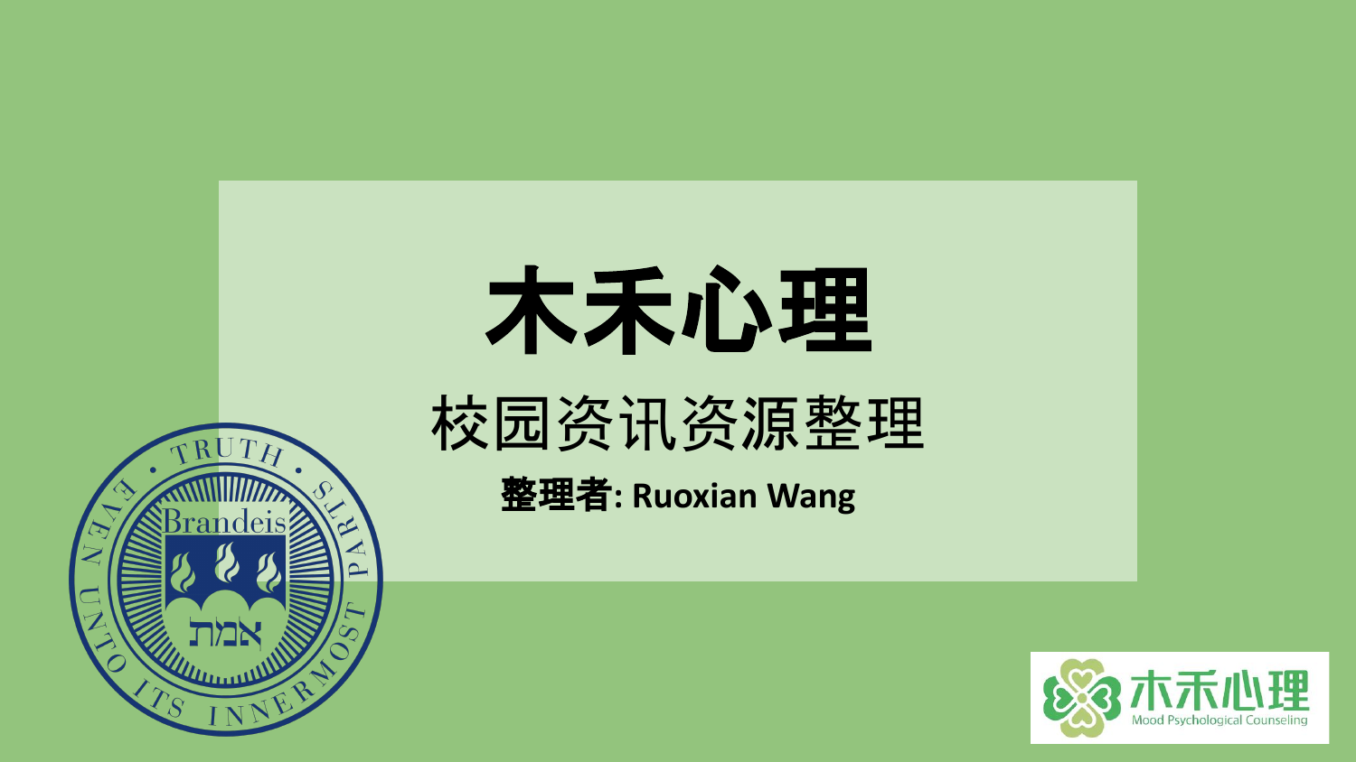# 木禾心理

## 校园资讯资源整理

**整理者: Ruoxian Wang**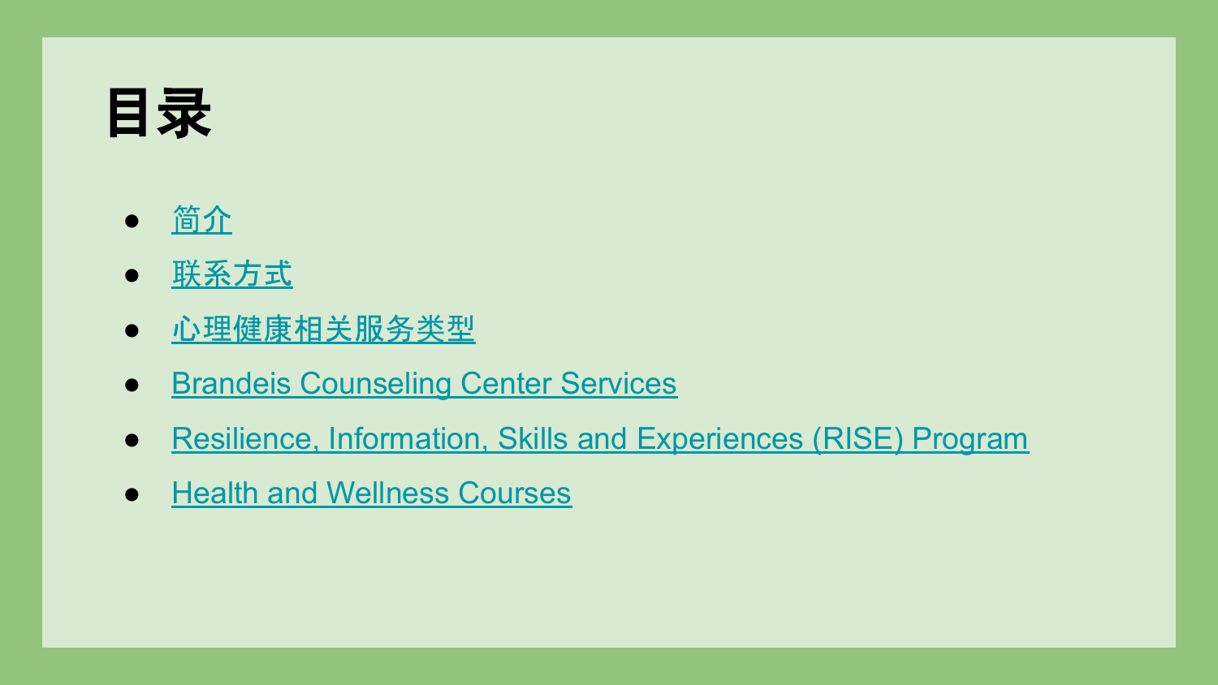# 目录

- 简介
- 联系方式
- 心理健康相关服务类型
- Brandeis Counseling Center Services
- Resilience, Information, Skills and Experiences (RISE) Program
- Health and Wellness Courses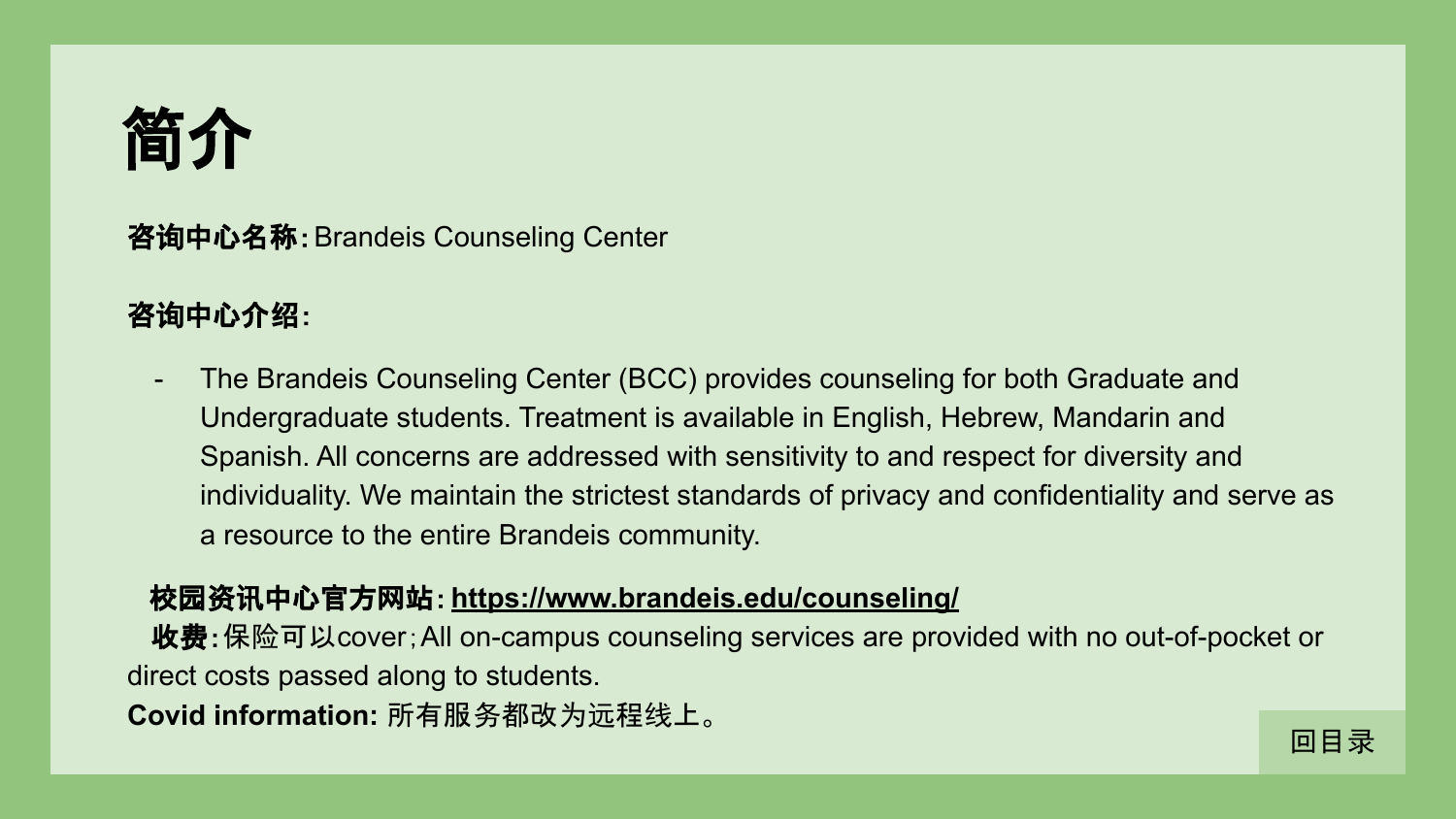# 简介

**咨询中心名称:** Brandeis Counseling Center

**咨询中心介绍:**

- The Brandeis Counseling Center (BCC) provides counseling for both Graduate and Undergraduate students. Treatment is available in English, Hebrew, Mandarin and Spanish. All concerns are addressed with sensitivity to and respect for diversity and individuality. We maintain the strictest standards of privacy and confidentiality and serve as a resource to the entire Brandeis community.

**校园资讯中心官方网站:** **https://www.brandeis.edu/counseling/**

**收费:** 保险可以cover; All on-campus counseling services are provided with no out-of-pocket or direct costs passed along to students.

**Covid information:** 所有服务都改为远程线上。

回目录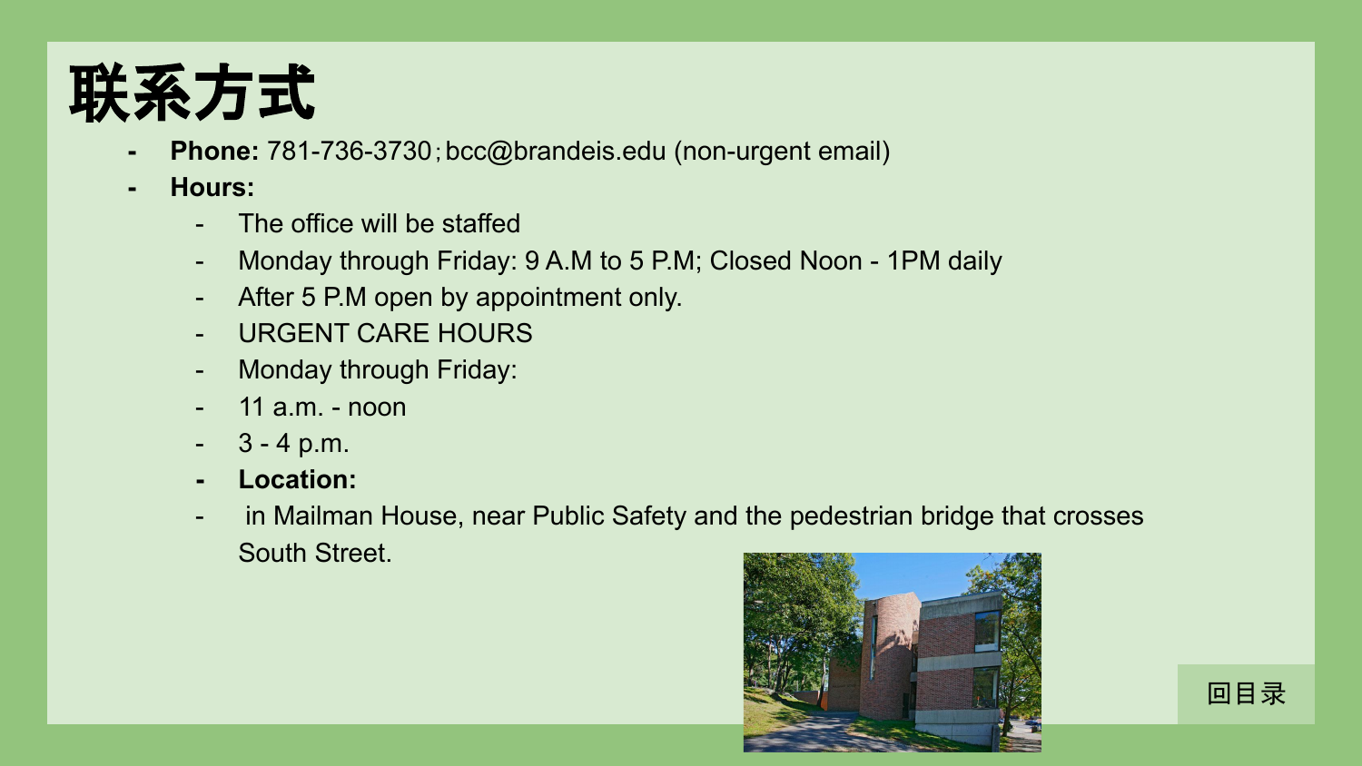# 联系方式

- **Phone:** 781-736-3730；bcc@brandeis.edu (non-urgent email)
- **Hours:**
    - The office will be staffed
    - Monday through Friday: 9 A.M to 5 P.M; Closed Noon - 1PM daily
    - After 5 P.M open by appointment only.
    - URGENT CARE HOURS
    - Monday through Friday:
    - 11 a.m. - noon
    - 3 - 4 p.m.
    - **Location:**
    - in Mailman House, near Public Safety and the pedestrian bridge that crosses South Street.

回目录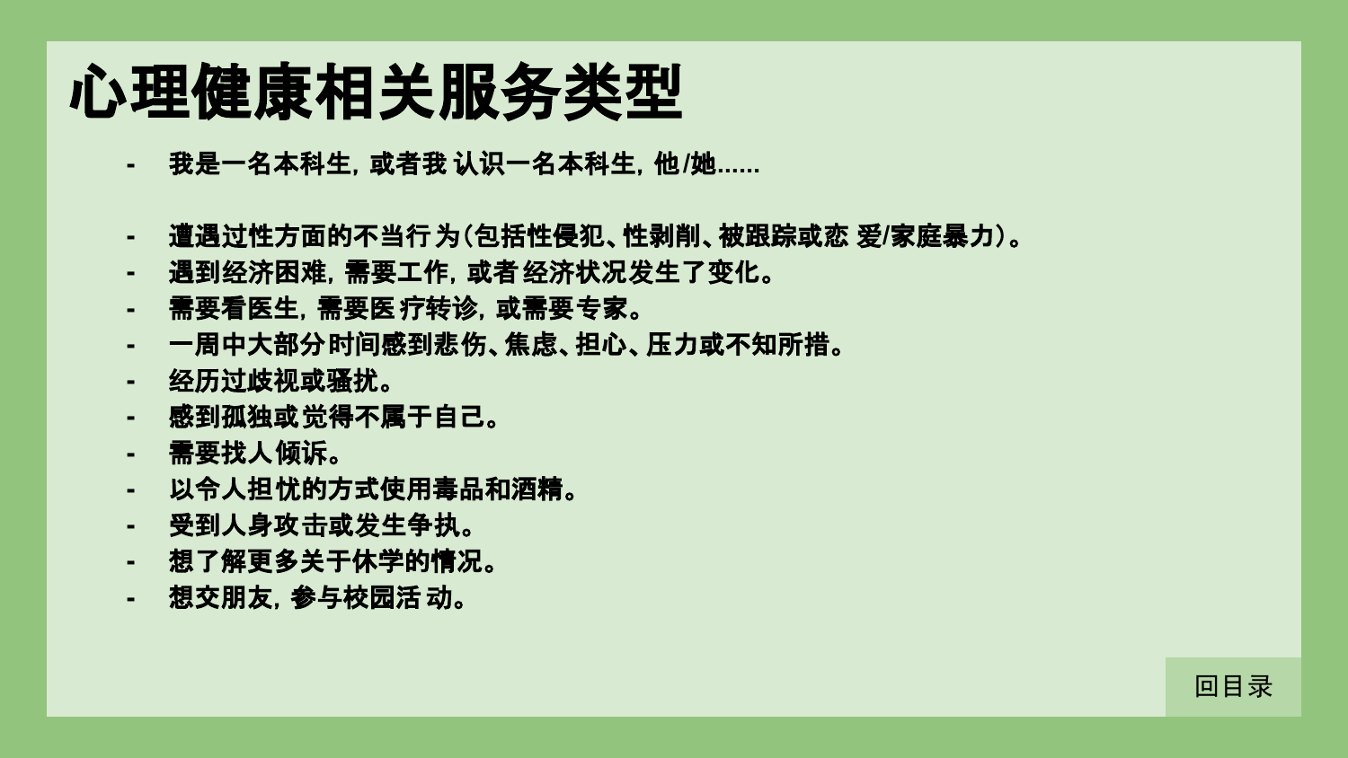# 心理健康相关服务类型

- 我是一名本科生，或者我 认识一名本科生，他/她......

- 遭遇过性方面的不当行 为（包括性侵犯、性剥削、被跟踪或恋 爱/家庭暴力）。
- 遇到经济困难，需要工作，或者 经济状况发生了变化。
- 需要看医生，需要医 疗转诊，或需要 专家。
- 一周中大部分时间感到悲伤、焦虑、担心、压力或不知所措。
- 经历过歧视或骚扰。
- 感到孤独或觉得不属于自己。
- 需要找人 倾诉。
- 以令人担 忧的方式使用毒品和酒精。
- 受到人身攻击或发生争执。
- 想了解更多关于休学的情况。
- 想交朋友，参与校园活 动。

回目录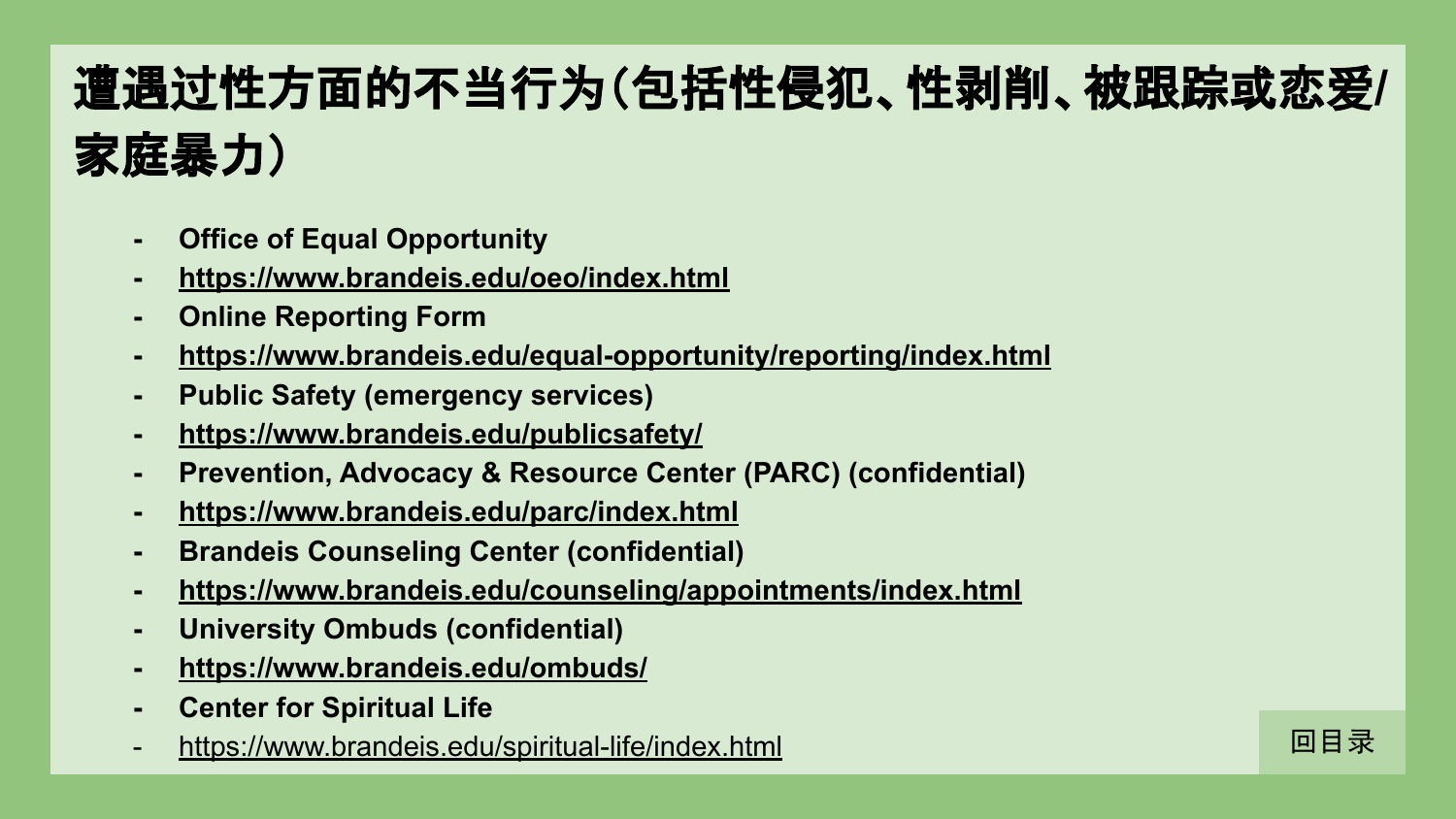# 遭遇过性方面的不当行为（包括性侵犯、性剥削、被跟踪或恋爱/家庭暴力）

- **Office of Equal Opportunity**
- **https://www.brandeis.edu/oeo/index.html**
- **Online Reporting Form**
- **https://www.brandeis.edu/equal-opportunity/reporting/index.html**
- **Public Safety (emergency services)**
- **https://www.brandeis.edu/publicsafety/**
- **Prevention, Advocacy & Resource Center (PARC) (confidential)**
- **https://www.brandeis.edu/parc/index.html**
- **Brandeis Counseling Center (confidential)**
- **https://www.brandeis.edu/counseling/appointments/index.html**
- **University Ombuds (confidential)**
- **https://www.brandeis.edu/ombuds/**
- **Center for Spiritual Life**
- https://www.brandeis.edu/spiritual-life/index.html

回目录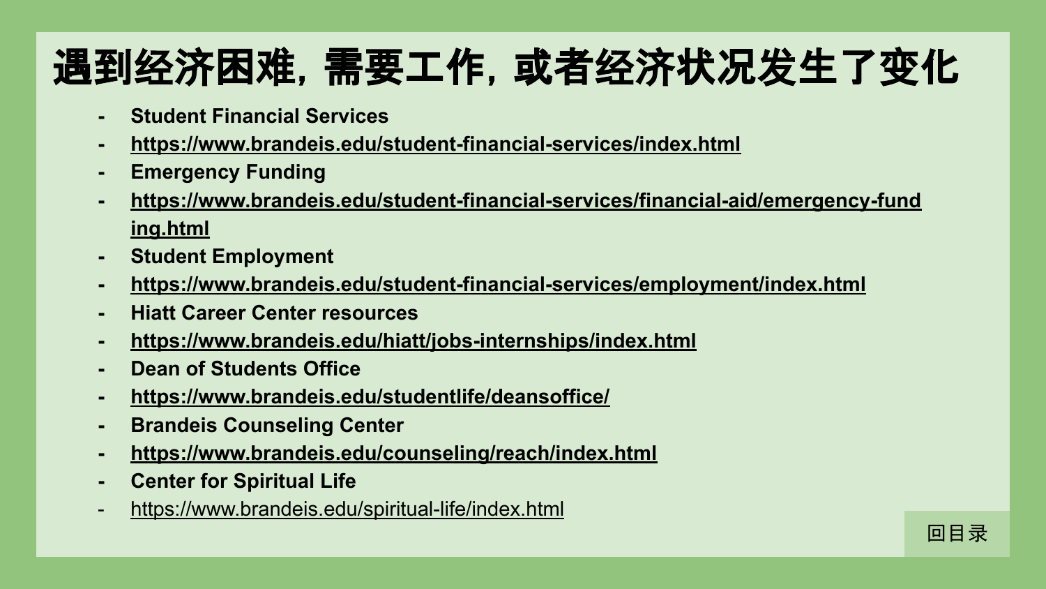# 遇到经济困难，需要工作，或者经济状况发生了变化

- **Student Financial Services**
- **https://www.brandeis.edu/student-financial-services/index.html**
- **Emergency Funding**
- **https://www.brandeis.edu/student-financial-services/financial-aid/emergency-funding.html**
- **Student Employment**
- **https://www.brandeis.edu/student-financial-services/employment/index.html**
- **Hiatt Career Center resources**
- **https://www.brandeis.edu/hiatt/jobs-internships/index.html**
- **Dean of Students Office**
- **https://www.brandeis.edu/studentlife/deansoffice/**
- **Brandeis Counseling Center**
- **https://www.brandeis.edu/counseling/reach/index.html**
- **Center for Spiritual Life**
- https://www.brandeis.edu/spiritual-life/index.html

回目录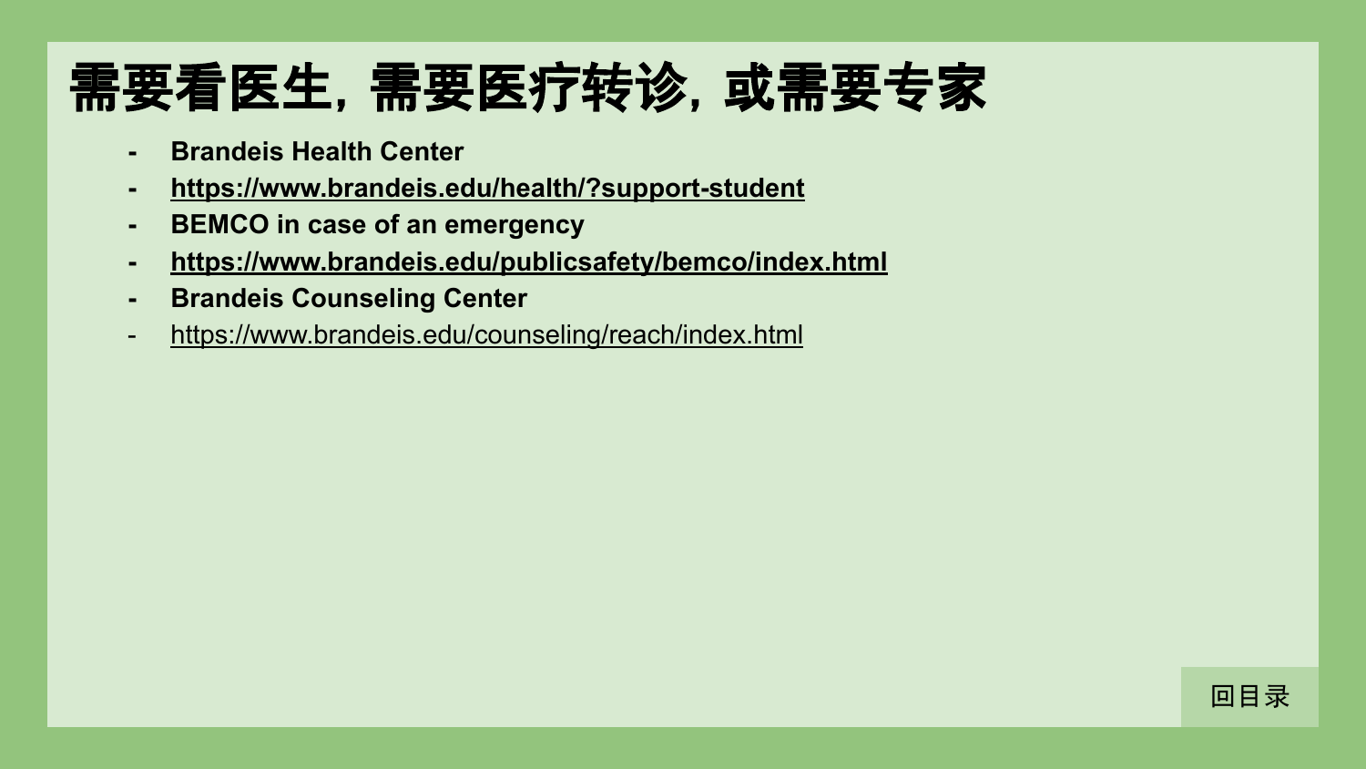# 需要看医生，需要医疗转诊，或需要专家

- **Brandeis Health Center**
- **https://www.brandeis.edu/health/?support-student**
- **BEMCO in case of an emergency**
- **https://www.brandeis.edu/publicsafety/bemco/index.html**
- **Brandeis Counseling Center**
- https://www.brandeis.edu/counseling/reach/index.html

回目录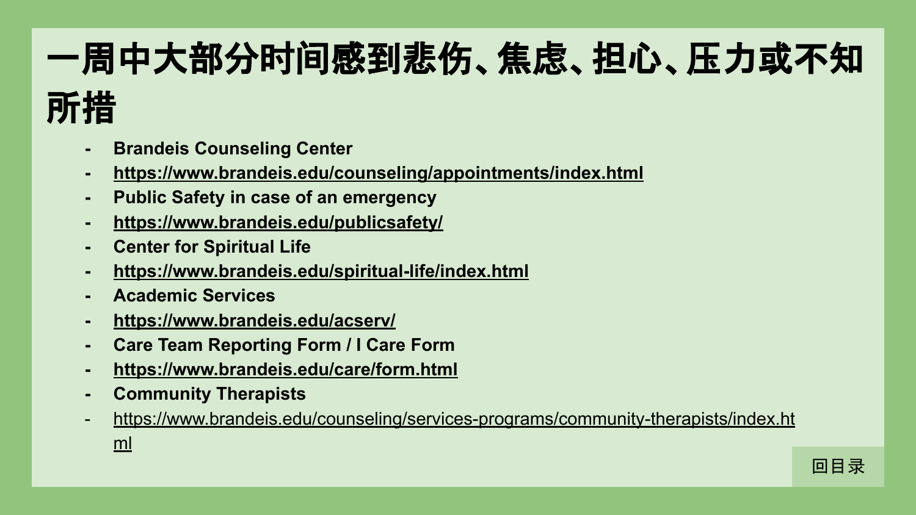# 一周中大部分时间感到悲伤、焦虑、担心、压力或不知所措

- **Brandeis Counseling Center**
- **https://www.brandeis.edu/counseling/appointments/index.html**
- **Public Safety in case of an emergency**
- **https://www.brandeis.edu/publicsafety/**
- **Center for Spiritual Life**
- **https://www.brandeis.edu/spiritual-life/index.html**
- **Academic Services**
- **https://www.brandeis.edu/acserv/**
- **Care Team Reporting Form / I Care Form**
- **https://www.brandeis.edu/care/form.html**
- **Community Therapists**
- https://www.brandeis.edu/counseling/services-programs/community-therapists/index.html

回目录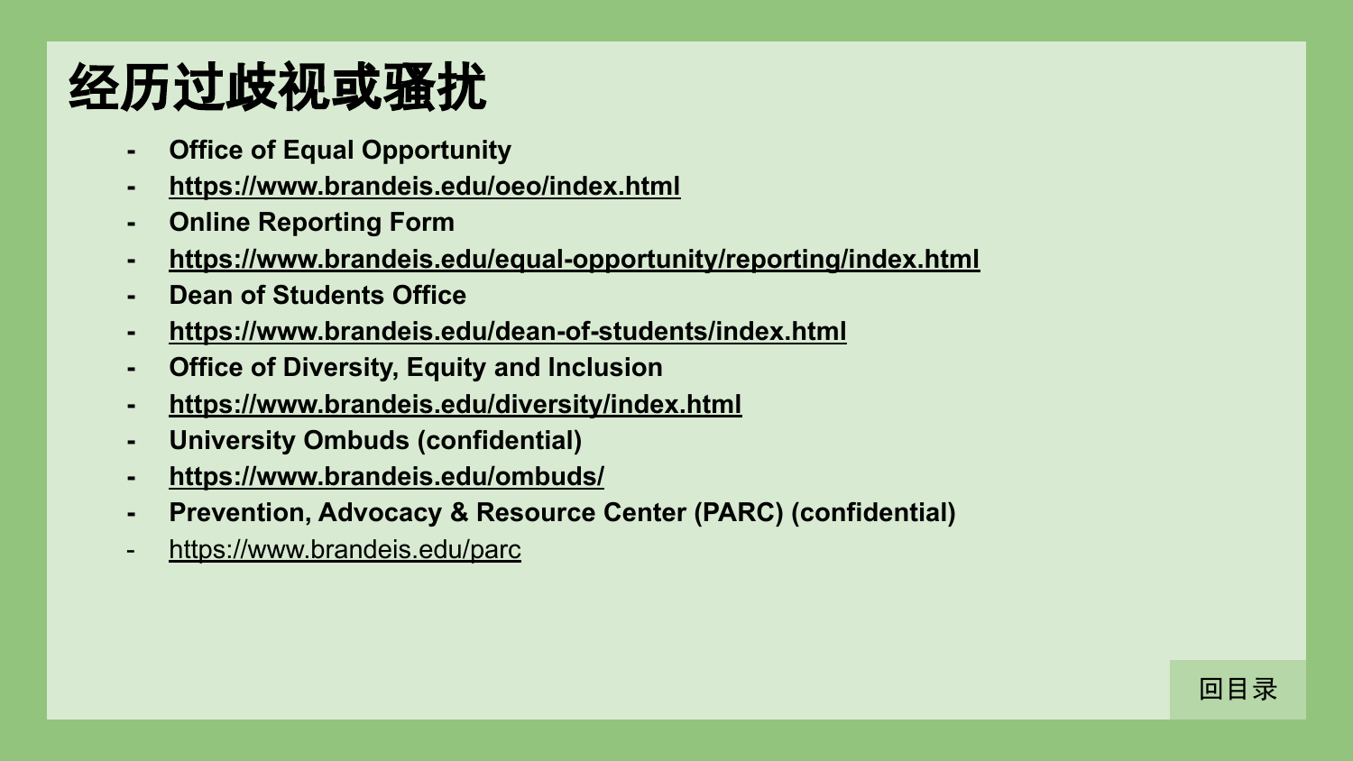# 经历过歧视或骚扰

- **Office of Equal Opportunity**
- **https://www.brandeis.edu/oeo/index.html**
- **Online Reporting Form**
- **https://www.brandeis.edu/equal-opportunity/reporting/index.html**
- **Dean of Students Office**
- **https://www.brandeis.edu/dean-of-students/index.html**
- **Office of Diversity, Equity and Inclusion**
- **https://www.brandeis.edu/diversity/index.html**
- **University Ombuds (confidential)**
- **https://www.brandeis.edu/ombuds/**
- **Prevention, Advocacy & Resource Center (PARC) (confidential)**
- https://www.brandeis.edu/parc

回目录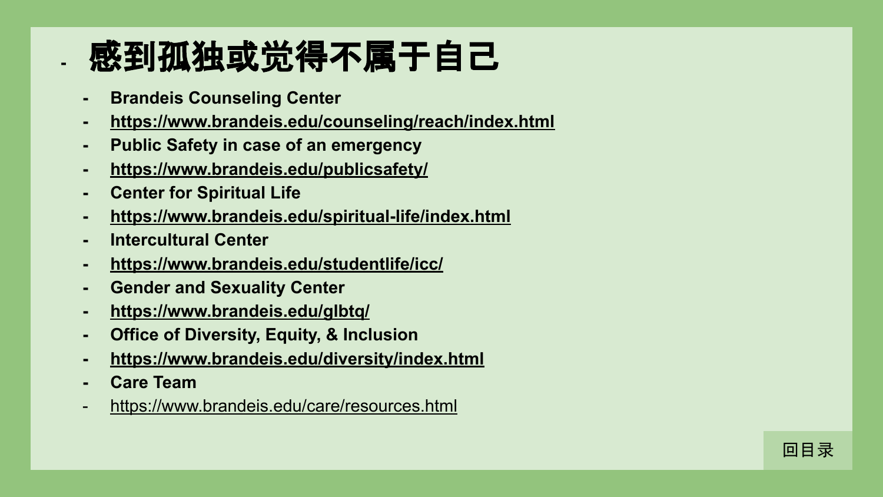# 感到孤独或觉得不属于自己

- **Brandeis Counseling Center**
- **https://www.brandeis.edu/counseling/reach/index.html**
- **Public Safety in case of an emergency**
- **https://www.brandeis.edu/publicsafety/**
- **Center for Spiritual Life**
- **https://www.brandeis.edu/spiritual-life/index.html**
- **Intercultural Center**
- **https://www.brandeis.edu/studentlife/icc/**
- **Gender and Sexuality Center**
- **https://www.brandeis.edu/glbtq/**
- **Office of Diversity, Equity, & Inclusion**
- **https://www.brandeis.edu/diversity/index.html**
- **Care Team**
- https://www.brandeis.edu/care/resources.html

回目录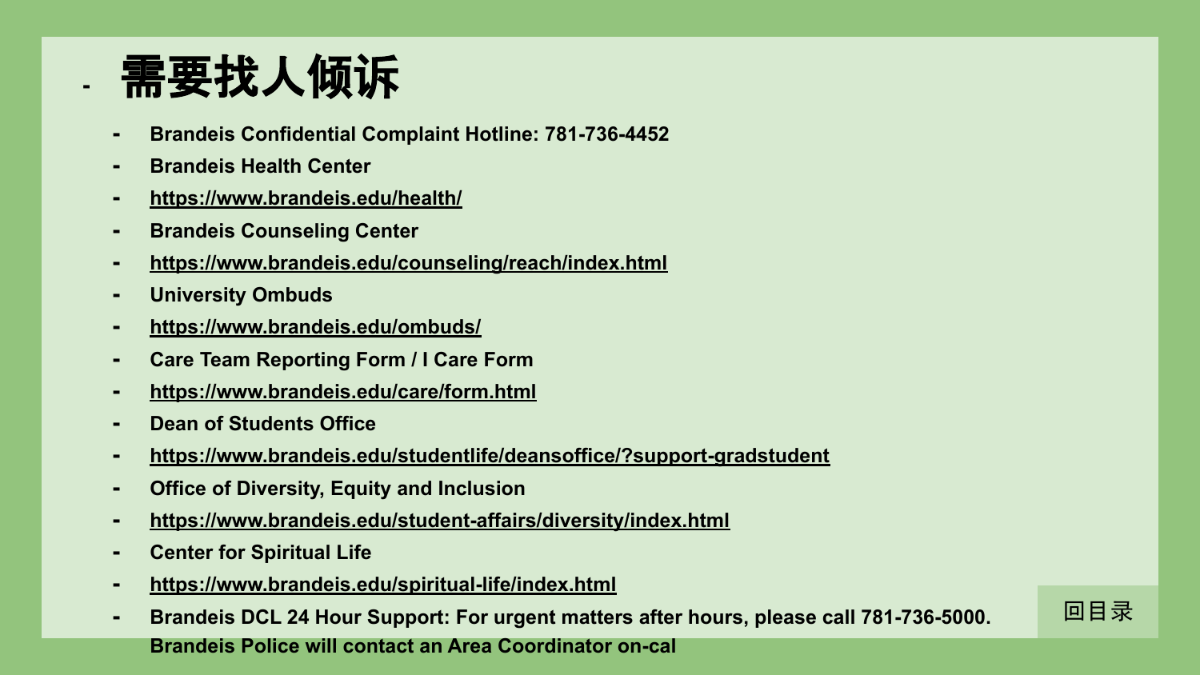# 需要找人倾诉

- **Brandeis Confidential Complaint Hotline: 781-736-4452**
- **Brandeis Health Center**
- **https://www.brandeis.edu/health/**
- **Brandeis Counseling Center**
- **https://www.brandeis.edu/counseling/reach/index.html**
- **University Ombuds**
- **https://www.brandeis.edu/ombuds/**
- **Care Team Reporting Form / I Care Form**
- **https://www.brandeis.edu/care/form.html**
- **Dean of Students Office**
- **https://www.brandeis.edu/studentlife/deansoffice/?support-gradstudent**
- **Office of Diversity, Equity and Inclusion**
- **https://www.brandeis.edu/student-affairs/diversity/index.html**
- **Center for Spiritual Life**
- **https://www.brandeis.edu/spiritual-life/index.html**
- **Brandeis DCL 24 Hour Support: For urgent matters after hours, please call 781-736-5000. Brandeis Police will contact an Area Coordinator on-cal**

回目录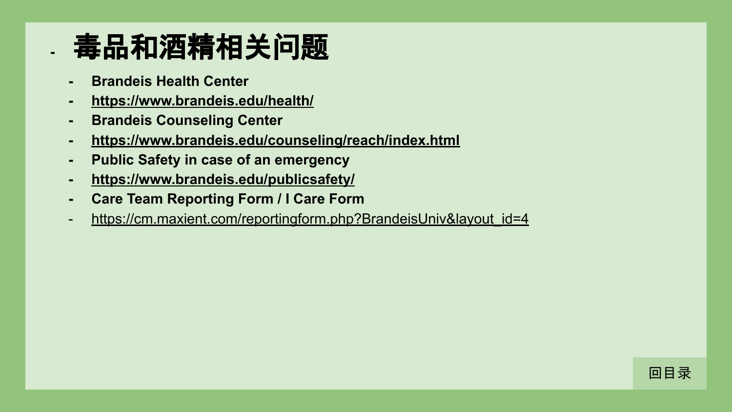# 毒品和酒精相关问题

- **Brandeis Health Center**
- **https://www.brandeis.edu/health/**
- **Brandeis Counseling Center**
- **https://www.brandeis.edu/counseling/reach/index.html**
- **Public Safety in case of an emergency**
- **https://www.brandeis.edu/publicsafety/**
- **Care Team Reporting Form / I Care Form**
- https://cm.maxient.com/reportingform.php?BrandeisUniv&layout_id=4

回目录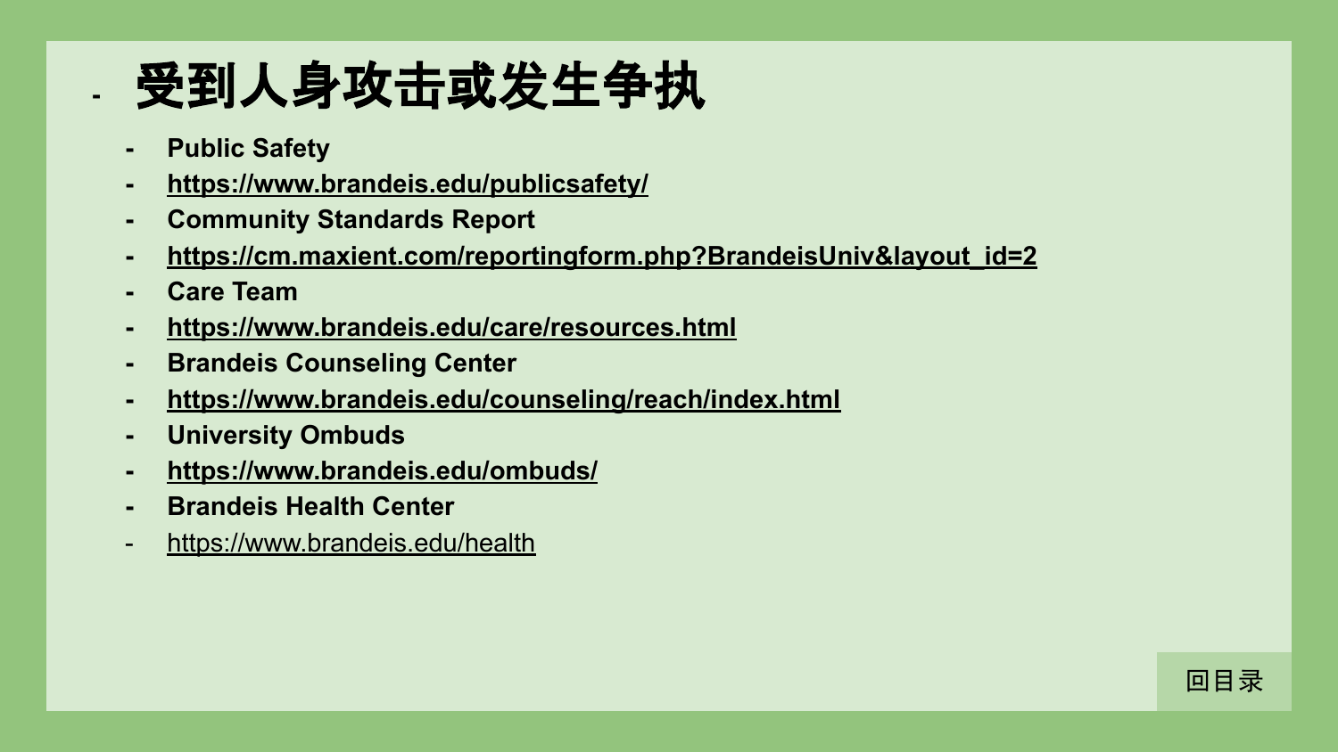# 受到人身攻击或发生争执

- **Public Safety**
- **https://www.brandeis.edu/publicsafety/**
- **Community Standards Report**
- **https://cm.maxient.com/reportingform.php?BrandeisUniv&layout_id=2**
- **Care Team**
- **https://www.brandeis.edu/care/resources.html**
- **Brandeis Counseling Center**
- **https://www.brandeis.edu/counseling/reach/index.html**
- **University Ombuds**
- **https://www.brandeis.edu/ombuds/**
- **Brandeis Health Center**
- https://www.brandeis.edu/health

回目录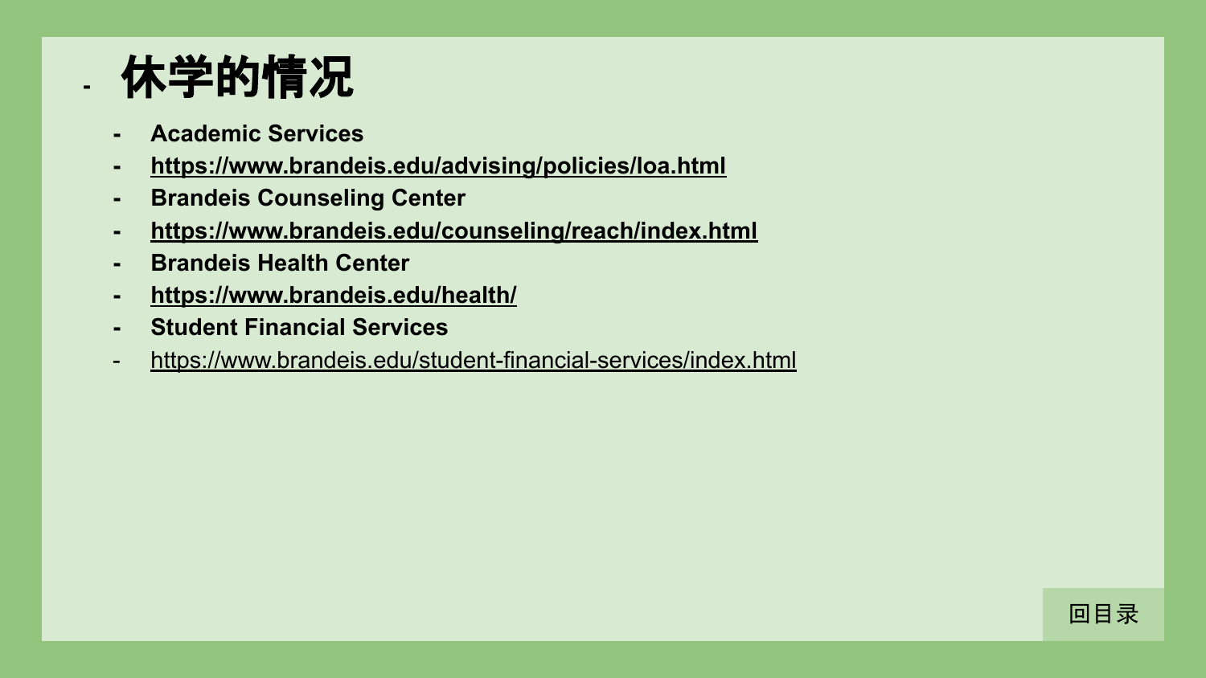# 休学的情况

- **Academic Services**
- **https://www.brandeis.edu/advising/policies/loa.html**
- **Brandeis Counseling Center**
- **https://www.brandeis.edu/counseling/reach/index.html**
- **Brandeis Health Center**
- **https://www.brandeis.edu/health/**
- **Student Financial Services**
- https://www.brandeis.edu/student-financial-services/index.html

回目录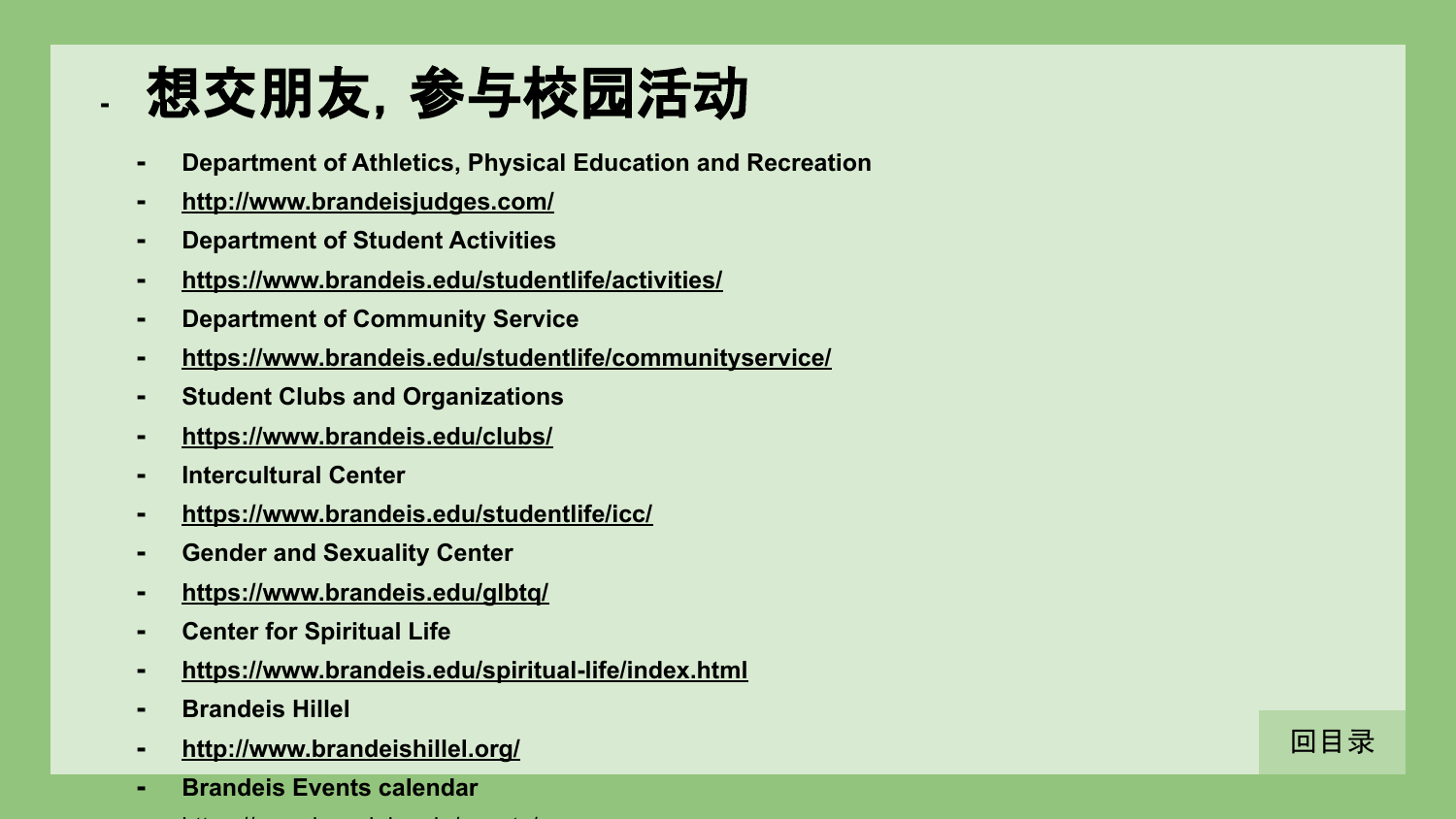# 想交朋友，参与校园活动

- Department of Athletics, Physical Education and Recreation
- http://www.brandeisjudges.com/
- Department of Student Activities
- https://www.brandeis.edu/studentlife/activities/
- Department of Community Service
- https://www.brandeis.edu/studentlife/communityservice/
- Student Clubs and Organizations
- https://www.brandeis.edu/clubs/
- Intercultural Center
- https://www.brandeis.edu/studentlife/icc/
- Gender and Sexuality Center
- https://www.brandeis.edu/glbtq/
- Center for Spiritual Life
- https://www.brandeis.edu/spiritual-life/index.html
- Brandeis Hillel
- http://www.brandeishillel.org/
- Brandeis Events calendar

回目录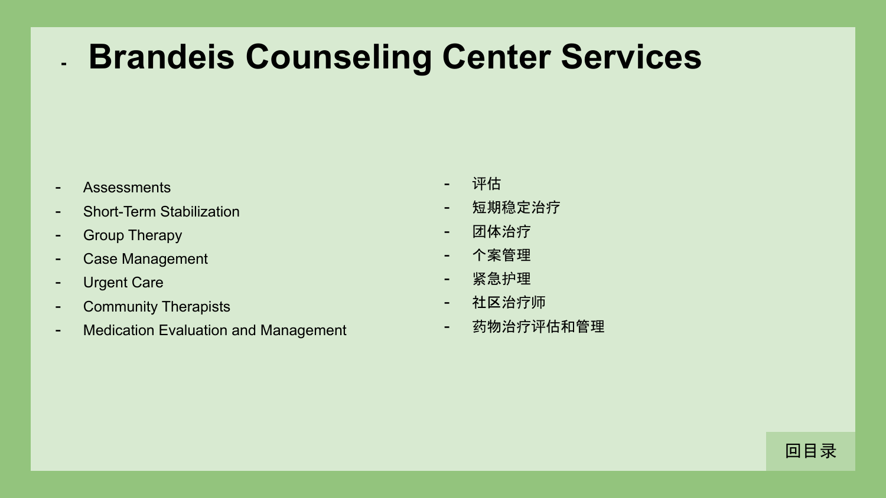# Brandeis Counseling Center Services

- Assessments
- Short-Term Stabilization
- Group Therapy
- Case Management
- Urgent Care
- Community Therapists
- Medication Evaluation and Management

- 评估
- 短期稳定治疗
- 团体治疗
- 个案管理
- 紧急护理
- 社区治疗师
- 药物治疗评估和管理

回目录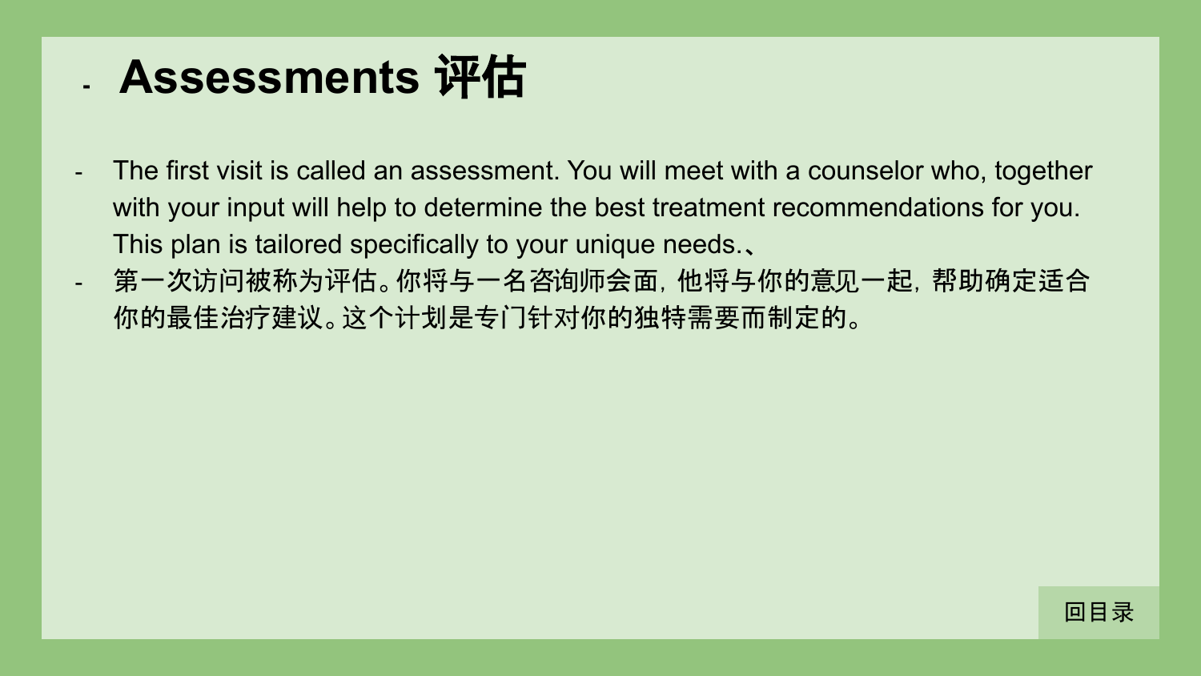# Assessments 评估

- The first visit is called an assessment. You will meet with a counselor who, together with your input will help to determine the best treatment recommendations for you. This plan is tailored specifically to your unique needs.、
- 第一次访问被称为评估。你将与一名咨询师会面，他将与你的意见一起，帮助确定适合你的最佳治疗建议。这个计划是专门针对你的独特需要而制定的。

回目录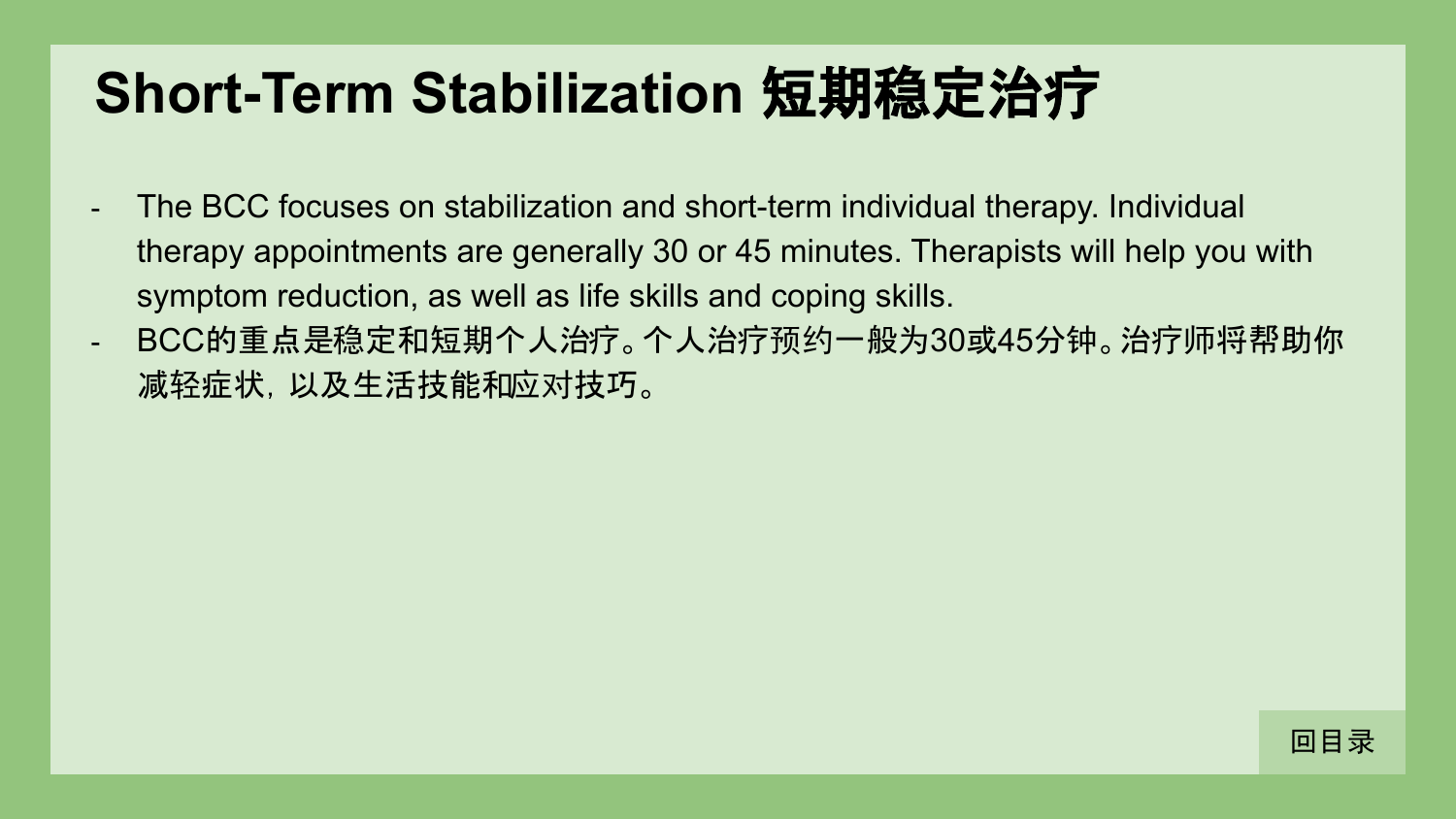# Short-Term Stabilization 短期稳定治疗

- The BCC focuses on stabilization and short-term individual therapy. Individual therapy appointments are generally 30 or 45 minutes. Therapists will help you with symptom reduction, as well as life skills and coping skills.
- BCC的重点是稳定和短期个人治疗。个人治疗预约一般为30或45分钟。治疗师将帮助你减轻症状，以及生活技能和应对技巧。

回目录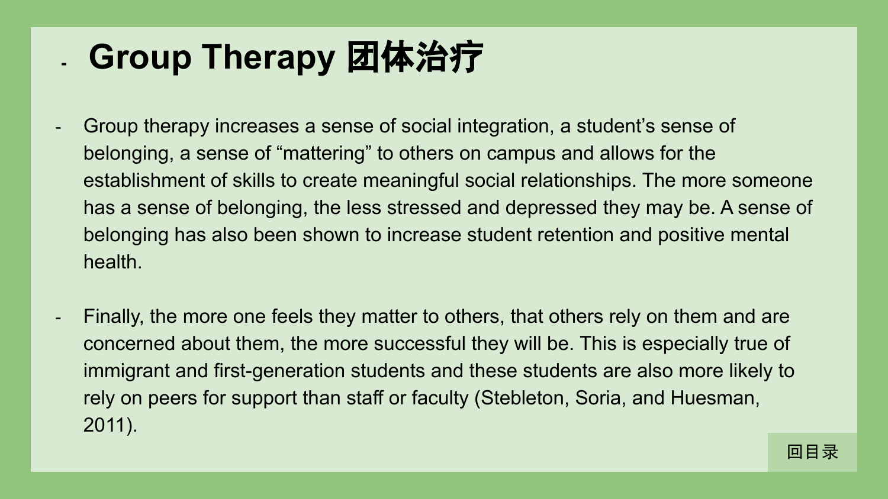# Group Therapy 团体治疗

- Group therapy increases a sense of social integration, a student's sense of belonging, a sense of "mattering" to others on campus and allows for the establishment of skills to create meaningful social relationships. The more someone has a sense of belonging, the less stressed and depressed they may be. A sense of belonging has also been shown to increase student retention and positive mental health.

- Finally, the more one feels they matter to others, that others rely on them and are concerned about them, the more successful they will be. This is especially true of immigrant and first-generation students and these students are also more likely to rely on peers for support than staff or faculty (Stebleton, Soria, and Huesman, 2011).

回目录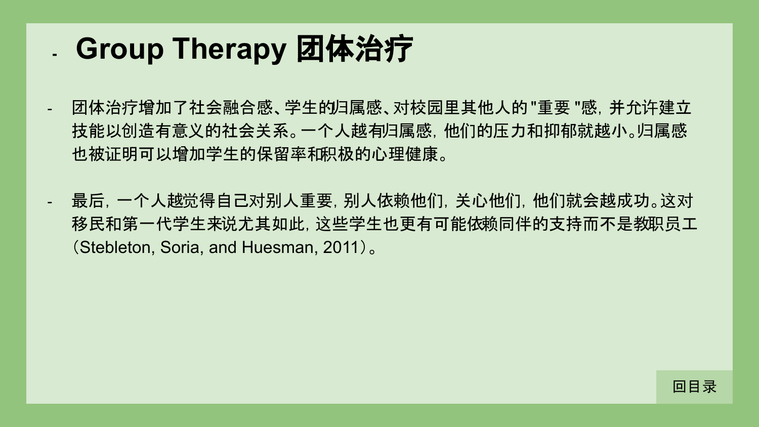# Group Therapy 团体治疗

- 团体治疗增加了社会融合感、学生的归属感、对校园里其他人的"重要 "感，并允许建立技能以创造有意义的社会关系。一个人越有归属感，他们的压力和抑郁就越小。归属感也被证明可以增加学生的保留率和积极的心理健康。

- 最后，一个人越觉得自己对别人重要，别人依赖他们，关心他们，他们就会越成功。这对移民和第一代学生来说尤其如此，这些学生也更有可能依赖同伴的支持而不是教职员工（Stebleton, Soria, and Huesman, 2011）。

回目录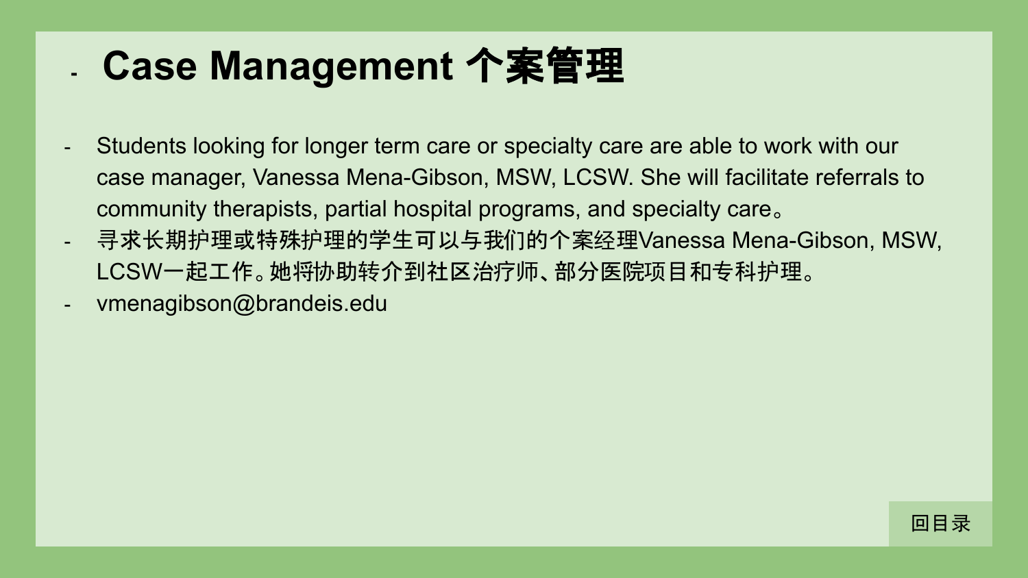# Case Management 个案管理

- Students looking for longer term care or specialty care are able to work with our case manager, Vanessa Mena-Gibson, MSW, LCSW. She will facilitate referrals to community therapists, partial hospital programs, and specialty care。
- 寻求长期护理或特殊护理的学生可以与我们的个案经理Vanessa Mena-Gibson, MSW, LCSW一起工作。她将协助转介到社区治疗师、部分医院项目和专科护理。
- vmenagibson@brandeis.edu

回目录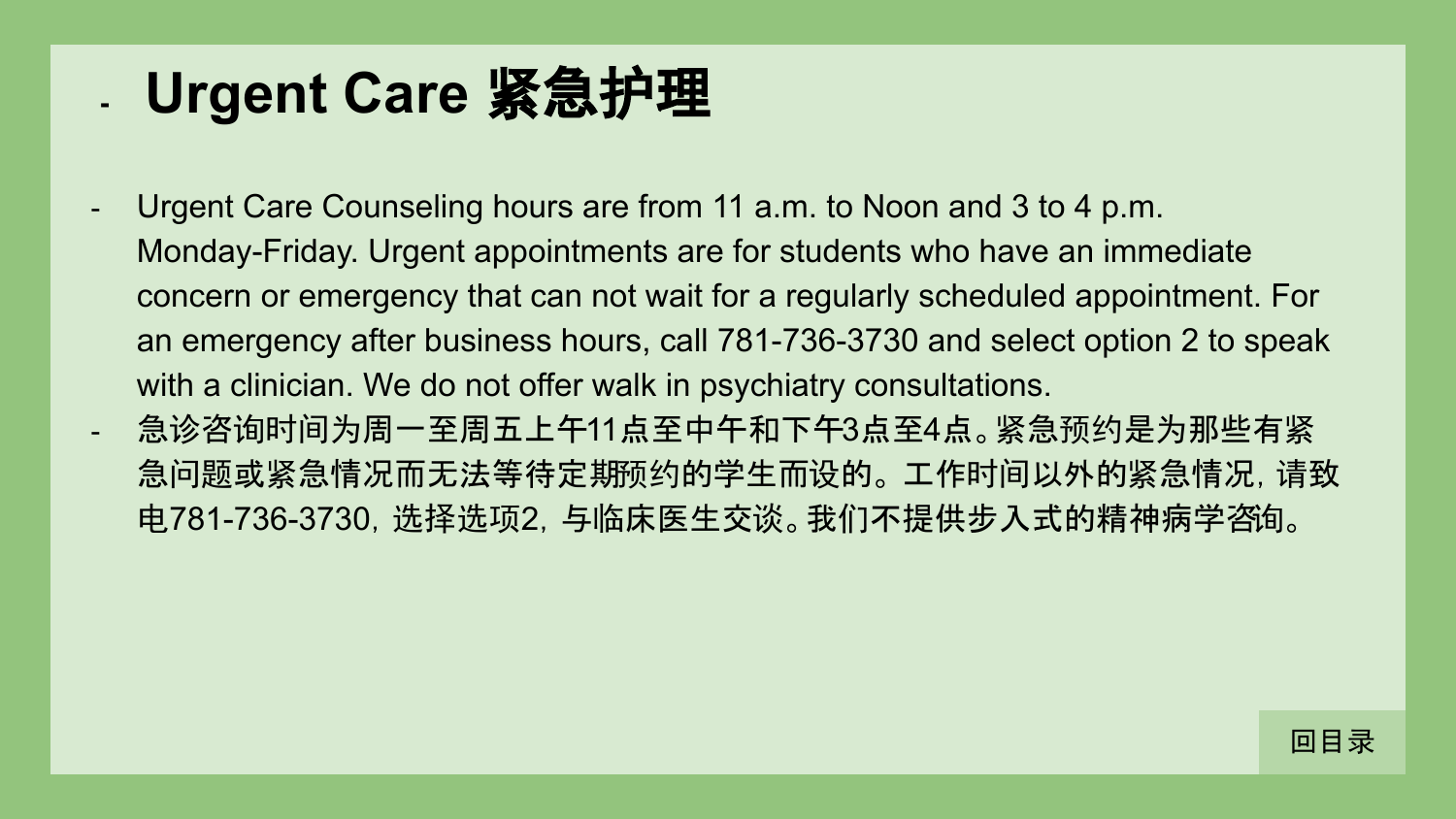# Urgent Care 紧急护理

- Urgent Care Counseling hours are from 11 a.m. to Noon and 3 to 4 p.m. Monday-Friday. Urgent appointments are for students who have an immediate concern or emergency that can not wait for a regularly scheduled appointment. For an emergency after business hours, call 781-736-3730 and select option 2 to speak with a clinician. We do not offer walk in psychiatry consultations.
- 急诊咨询时间为周一至周五上午11点至中午和下午3点至4点。紧急预约是为那些有紧急问题或紧急情况而无法等待定期预约的学生而设的。工作时间以外的紧急情况，请致电781-736-3730，选择选项2，与临床医生交谈。我们不提供步入式的精神病学咨询。

回目录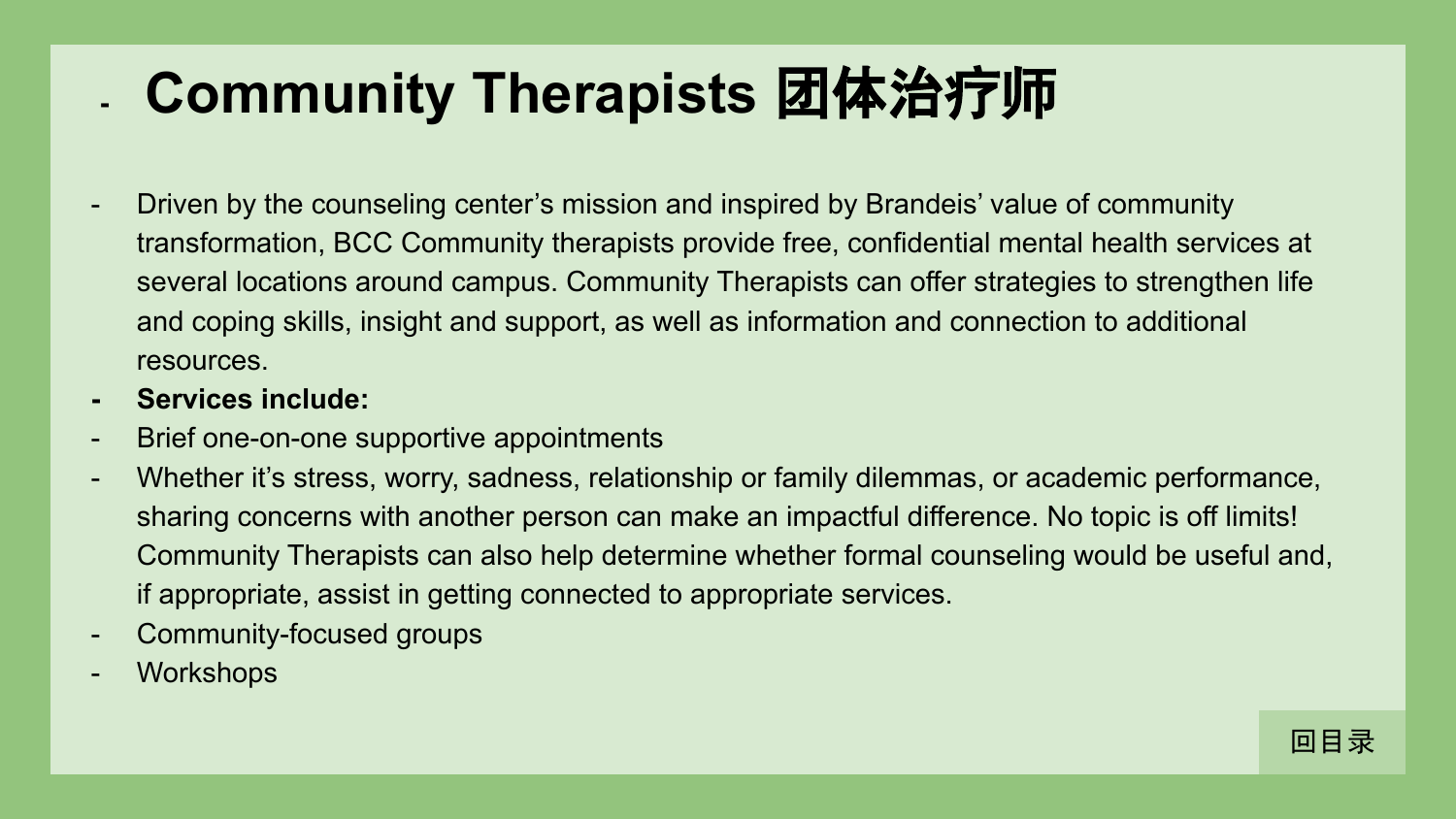# Community Therapists 团体治疗师

- Driven by the counseling center's mission and inspired by Brandeis' value of community transformation, BCC Community therapists provide free, confidential mental health services at several locations around campus. Community Therapists can offer strategies to strengthen life and coping skills, insight and support, as well as information and connection to additional resources.
- **Services include:**
- Brief one-on-one supportive appointments
- Whether it's stress, worry, sadness, relationship or family dilemmas, or academic performance, sharing concerns with another person can make an impactful difference. No topic is off limits! Community Therapists can also help determine whether formal counseling would be useful and, if appropriate, assist in getting connected to appropriate services.
- Community-focused groups
- Workshops

回目录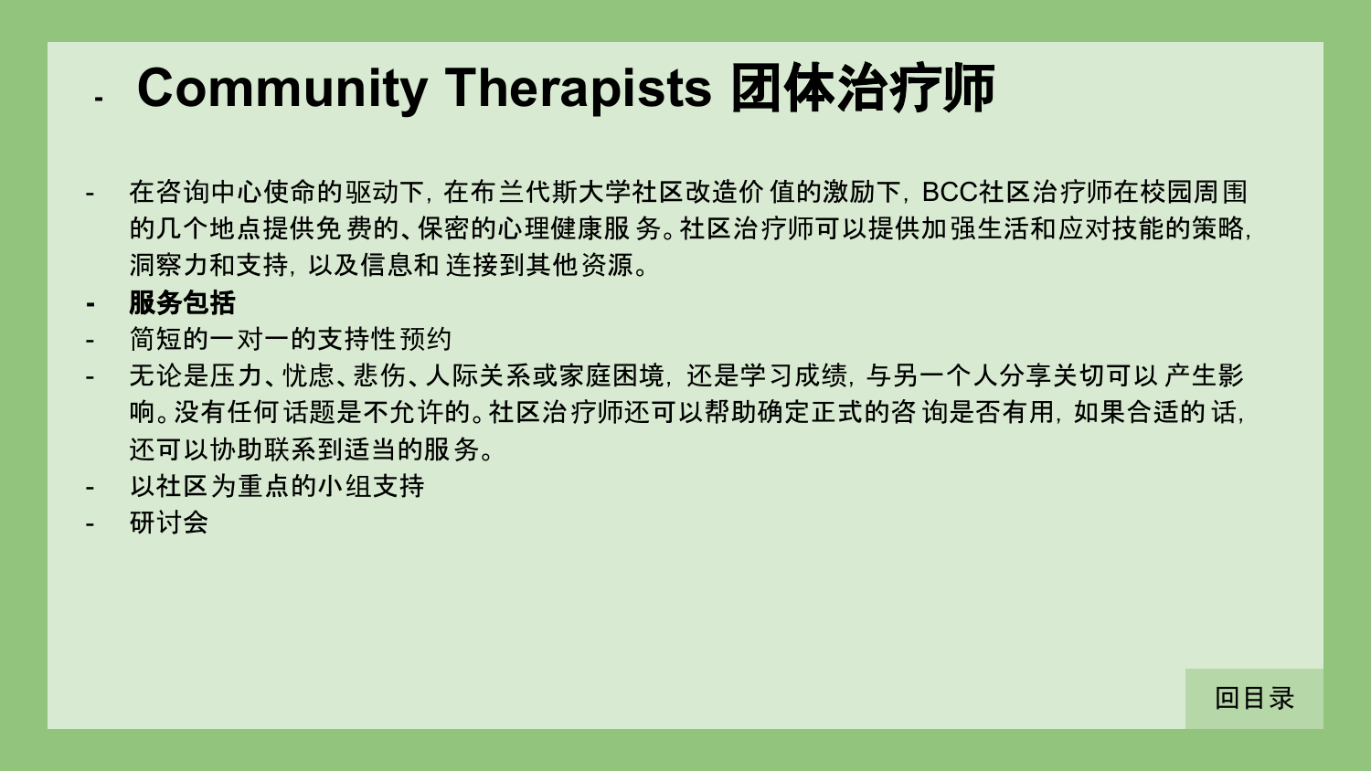# Community Therapists 团体治疗师

- 在咨询中心使命的驱动下，在布兰代斯大学社区改造价 值的激励下，BCC社区治疗师在校园周围的几个地点提供免 费的、保密的心理健康服 务。社区治疗师可以提供加强生活和应对技能的策略，洞察力和支持，以及信息和 连接到其他资源。
- **服务包括**
- 简短的一对一的支持性预约
- 无论是压力、忧虑、悲伤、人际关系或家庭困境，还是学习成绩，与另一个人分享关切可以 产生影响。没有任何话题是不允许的。社区治疗师还可以帮助确定正式的咨 询是否有用，如果合适的 话，还可以协助联系到适当的服务。
- 以社区为重点的小组支持
- 研讨会

回目录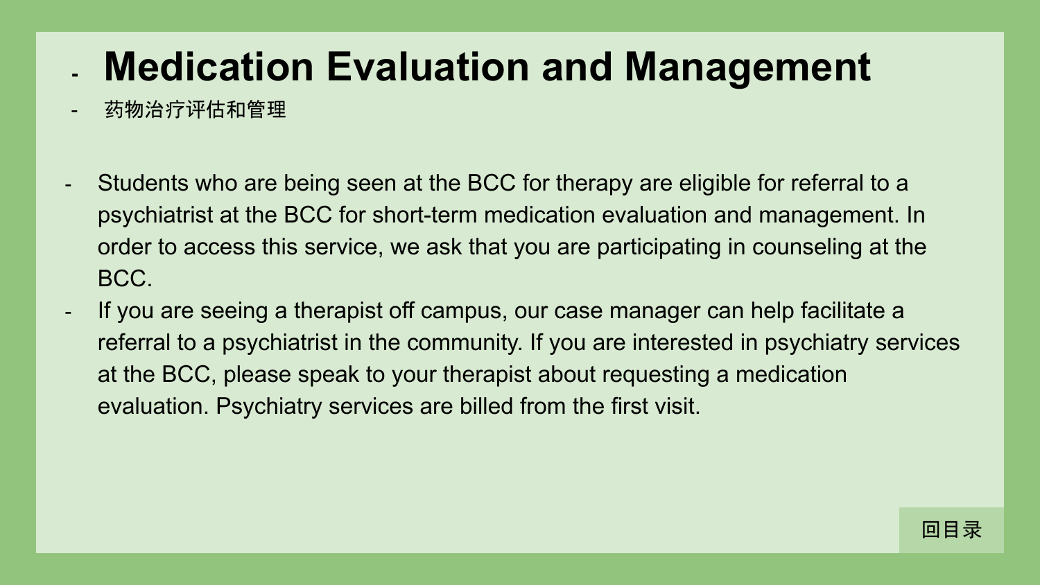# Medication Evaluation and Management

- 药物治疗评估和管理

- Students who are being seen at the BCC for therapy are eligible for referral to a psychiatrist at the BCC for short-term medication evaluation and management. In order to access this service, we ask that you are participating in counseling at the BCC.
- If you are seeing a therapist off campus, our case manager can help facilitate a referral to a psychiatrist in the community. If you are interested in psychiatry services at the BCC, please speak to your therapist about requesting a medication evaluation. Psychiatry services are billed from the first visit.

回目录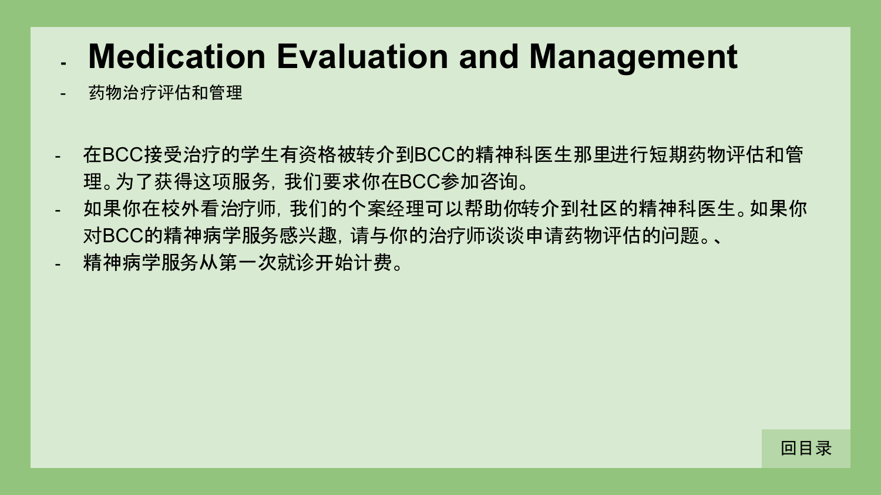- # Medication Evaluation and Management
- 药物治疗评估和管理

- 在BCC接受治疗的学生有资格被转介到BCC的精神科医生那里进行短期药物评估和管理。为了获得这项服务，我们要求你在BCC参加咨询。
- 如果你在校外看治疗师，我们的个案经理可以帮助你转介到社区的精神科医生。如果你对BCC的精神病学服务感兴趣，请与你的治疗师谈谈申请药物评估的问题。、
- 精神病学服务从第一次就诊开始计费。

回目录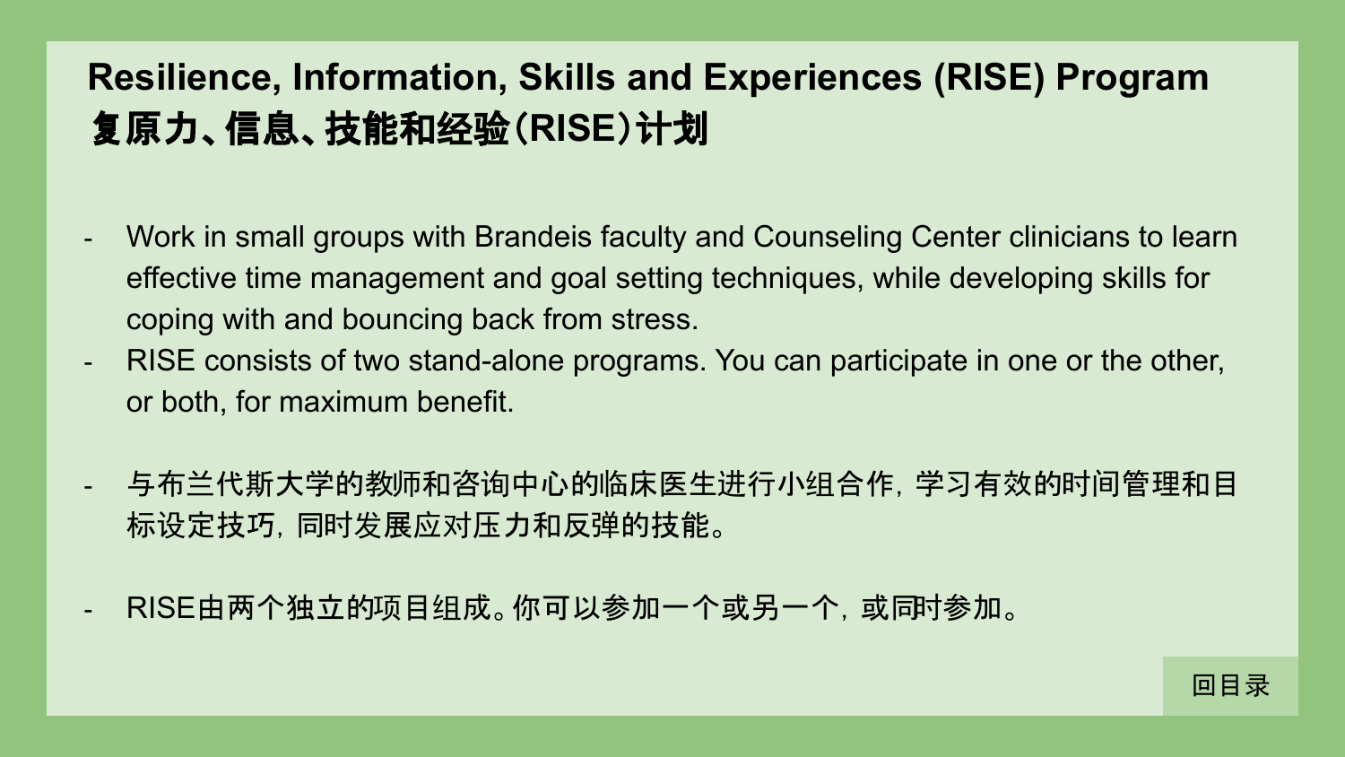# Resilience, Information, Skills and Experiences (RISE) Program
# 复原力、信息、技能和经验(RISE)计划

- Work in small groups with Brandeis faculty and Counseling Center clinicians to learn effective time management and goal setting techniques, while developing skills for coping with and bouncing back from stress.
- RISE consists of two stand-alone programs. You can participate in one or the other, or both, for maximum benefit.

- 与布兰代斯大学的教师和咨询中心的临床医生进行小组合作，学习有效的时间管理和目标设定技巧，同时发展应对压力和反弹的技能。

- RISE由两个独立的项目组成。你可以参加一个或另一个，或同时参加。

回目录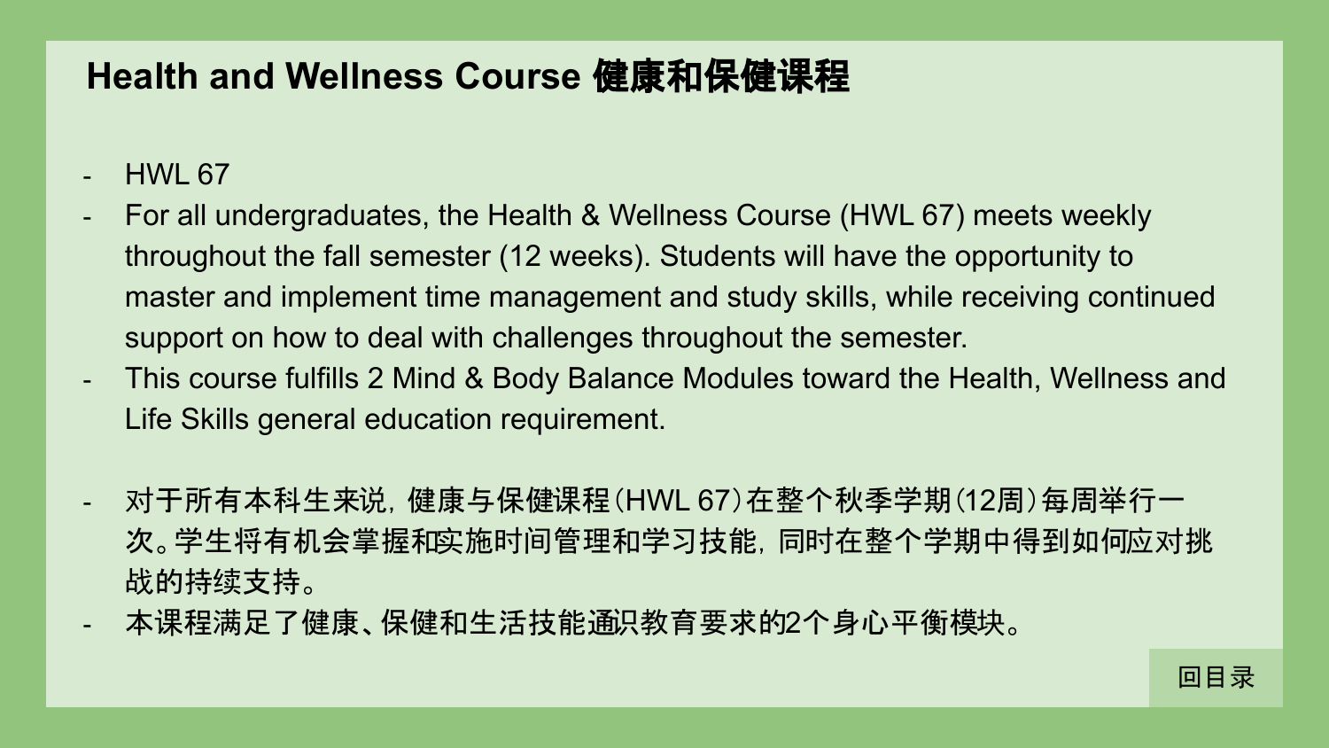# Health and Wellness Course 健康和保健课程

- HWL 67
- For all undergraduates, the Health & Wellness Course (HWL 67) meets weekly throughout the fall semester (12 weeks). Students will have the opportunity to master and implement time management and study skills, while receiving continued support on how to deal with challenges throughout the semester.
- This course fulfills 2 Mind & Body Balance Modules toward the Health, Wellness and Life Skills general education requirement.

- 对于所有本科生来说，健康与保健课程（HWL 67）在整个秋季学期（12周）每周举行一次。学生将有机会掌握和实施时间管理和学习技能，同时在整个学期中得到如何应对挑战的持续支持。
- 本课程满足了健康、保健和生活技能通识教育要求的2个身心平衡模块。

回目录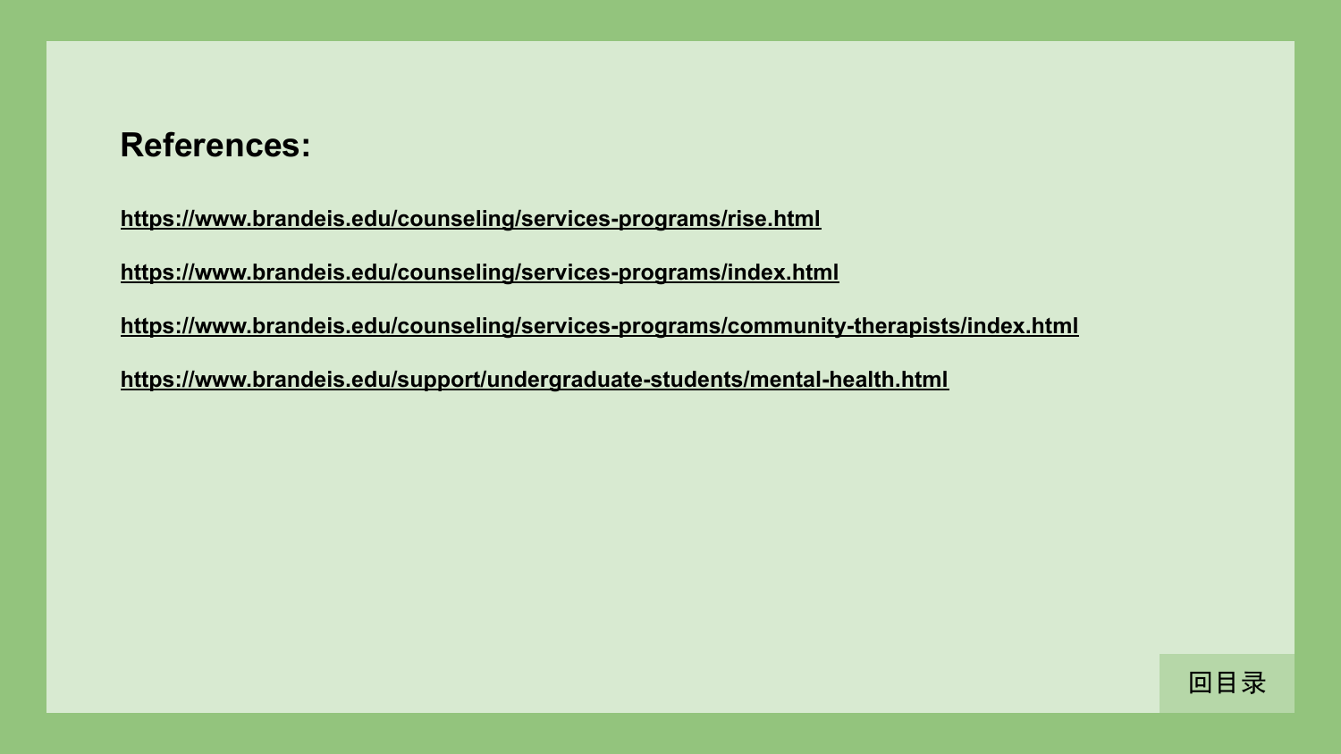# References:

https://www.brandeis.edu/counseling/services-programs/rise.html

https://www.brandeis.edu/counseling/services-programs/index.html

https://www.brandeis.edu/counseling/services-programs/community-therapists/index.html

https://www.brandeis.edu/support/undergraduate-students/mental-health.html

回目录